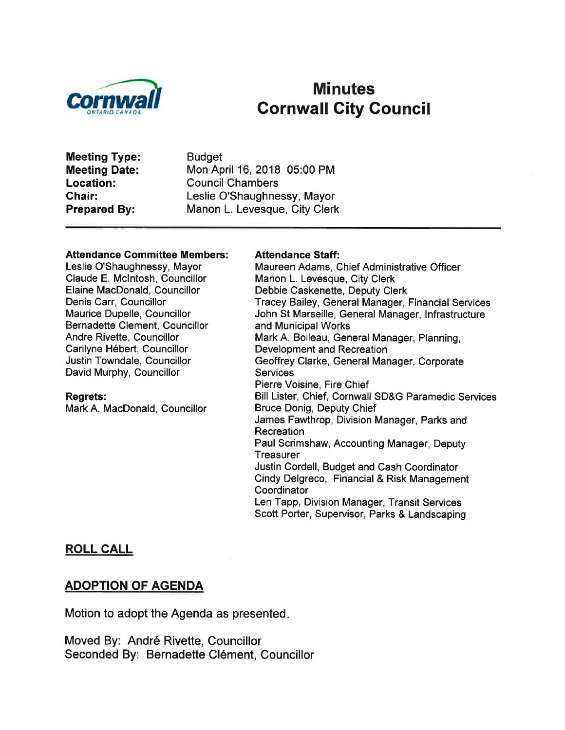# Minutes
# Cornwall City Council

**Meeting Type:** Budget
**Meeting Date:** Mon April 16, 2018 05:00 PM
**Location:** Council Chambers
**Chair:** Leslie O'Shaughnessy, Mayor
**Prepared By:** Manon L. Levesque, City Clerk

---

**Attendance Committee Members:**
Leslie O'Shaughnessy, Mayor
Claude E. McIntosh, Councillor
Elaine MacDonald, Councillor
Denis Carr, Councillor
Maurice Dupelle, Councillor
Bernadette Clement, Councillor
Andre Rivette, Councillor
Carilyne Hébert, Councillor
Justin Towndale, Councillor
David Murphy, Councillor

**Regrets:**
Mark A. MacDonald, Councillor

**Attendance Staff:**
Maureen Adams, Chief Administrative Officer
Manon L. Levesque, City Clerk
Debbie Caskenette, Deputy Clerk
Tracey Bailey, General Manager, Financial Services
John St Marseille, General Manager, Infrastructure and Municipal Works
Mark A. Boileau, General Manager, Planning, Development and Recreation
Geoffrey Clarke, General Manager, Corporate Services
Pierre Voisine, Fire Chief
Bill Lister, Chief, Cornwall SD&G Paramedic Services
Bruce Donig, Deputy Chief
James Fawthrop, Division Manager, Parks and Recreation
Paul Scrimshaw, Accounting Manager, Deputy Treasurer
Justin Cordell, Budget and Cash Coordinator
Cindy Delgreco, Financial & Risk Management Coordinator
Len Tapp, Division Manager, Transit Services
Scott Porter, Supervisor, Parks & Landscaping

## ROLL CALL

## ADOPTION OF AGENDA

Motion to adopt the Agenda as presented.

Moved By: André Rivette, Councillor
Seconded By: Bernadette Clément, Councillor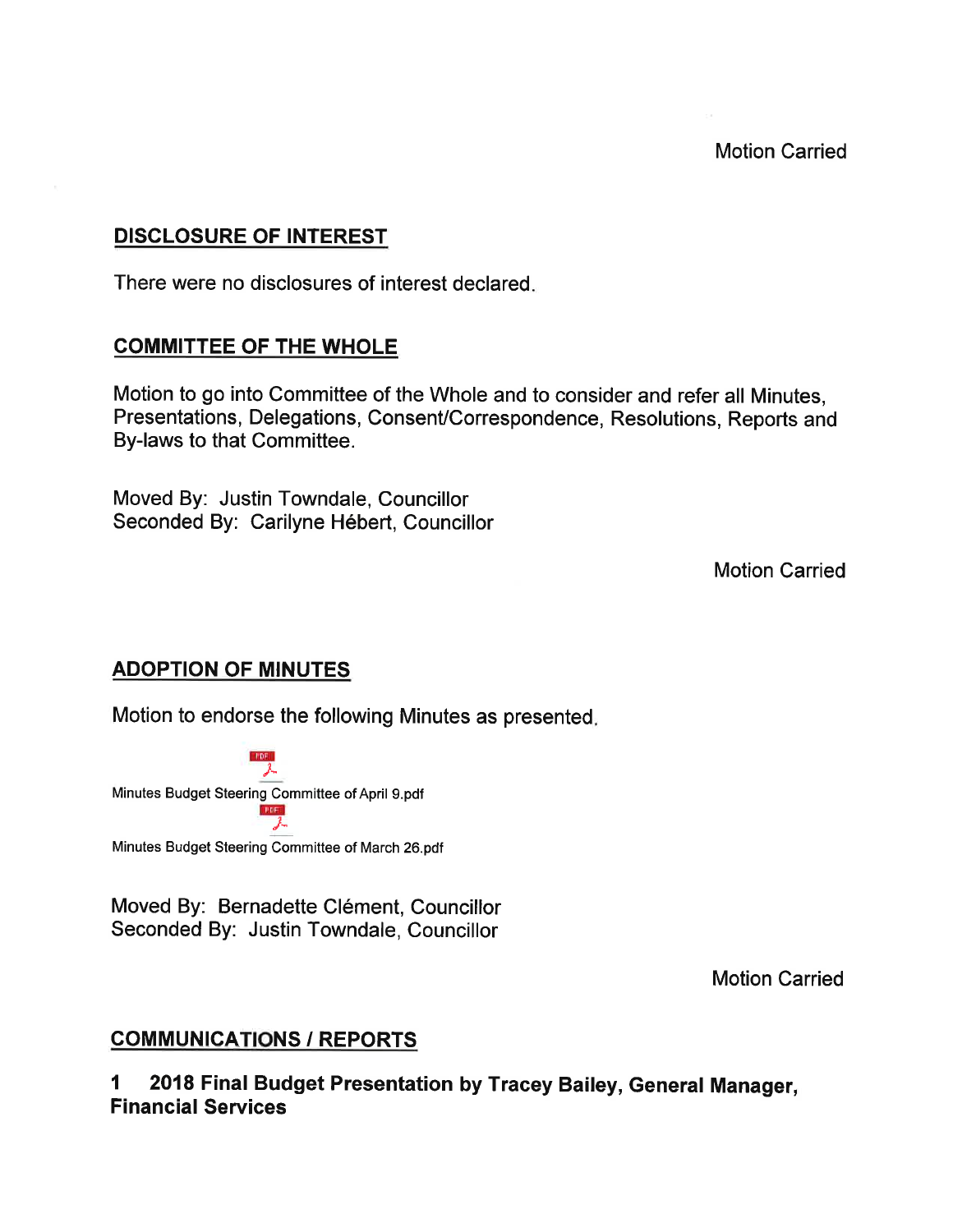Motion Carried

## DISCLOSURE OF INTEREST

There were no disclosures of interest declared.

## COMMITTEE OF THE WHOLE

Motion to go into Committee of the Whole and to consider and refer all Minutes, Presentations, Delegations, Consent/Correspondence, Resolutions, Reports and By-laws to that Committee.

Moved By: Justin Towndale, Councillor
Seconded By: Carilyne Hébert, Councillor

Motion Carried

## ADOPTION OF MINUTES

Motion to endorse the following Minutes as presented.

Minutes Budget Steering Committee of April 9.pdf

Minutes Budget Steering Committee of March 26.pdf

Moved By: Bernadette Clément, Councillor
Seconded By: Justin Towndale, Councillor

Motion Carried

## COMMUNICATIONS / REPORTS

### 1 2018 Final Budget Presentation by Tracey Bailey, General Manager, Financial Services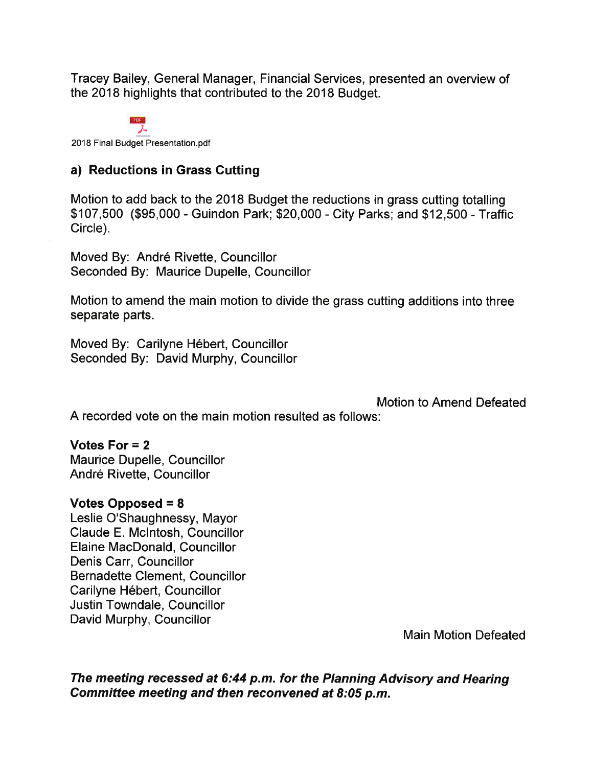Tracey Bailey, General Manager, Financial Services, presented an overview of the 2018 highlights that contributed to the 2018 Budget.

2018 Final Budget Presentation.pdf

### a) Reductions in Grass Cutting

Motion to add back to the 2018 Budget the reductions in grass cutting totalling $107,500 ($95,000 - Guindon Park; $20,000 - City Parks; and $12,500 - Traffic Circle).

Moved By: André Rivette, Councillor
Seconded By: Maurice Dupelle, Councillor

Motion to amend the main motion to divide the grass cutting additions into three separate parts.

Moved By: Carilyne Hébert, Councillor
Seconded By: David Murphy, Councillor

Motion to Amend Defeated

A recorded vote on the main motion resulted as follows:

**Votes For = 2**
Maurice Dupelle, Councillor
André Rivette, Councillor

**Votes Opposed = 8**
Leslie O'Shaughnessy, Mayor
Claude E. McIntosh, Councillor
Elaine MacDonald, Councillor
Denis Carr, Councillor
Bernadette Clement, Councillor
Carilyne Hébert, Councillor
Justin Towndale, Councillor
David Murphy, Councillor

Main Motion Defeated

***The meeting recessed at 6:44 p.m. for the Planning Advisory and Hearing Committee meeting and then reconvened at 8:05 p.m.***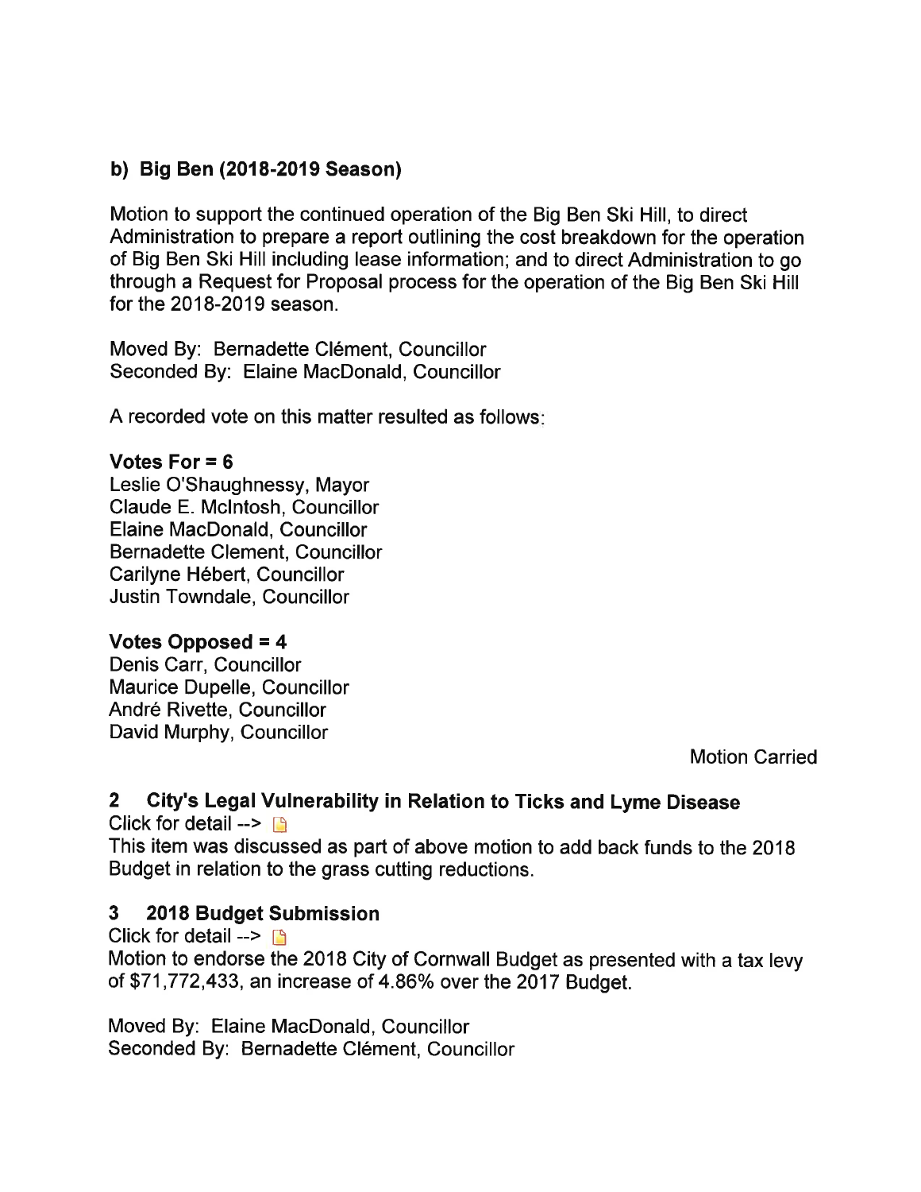### b) Big Ben (2018-2019 Season)

Motion to support the continued operation of the Big Ben Ski Hill, to direct Administration to prepare a report outlining the cost breakdown for the operation of Big Ben Ski Hill including lease information; and to direct Administration to go through a Request for Proposal process for the operation of the Big Ben Ski Hill for the 2018-2019 season.

Moved By: Bernadette Clément, Councillor
Seconded By: Elaine MacDonald, Councillor

A recorded vote on this matter resulted as follows:

**Votes For = 6**
Leslie O'Shaughnessy, Mayor
Claude E. McIntosh, Councillor
Elaine MacDonald, Councillor
Bernadette Clement, Councillor
Carilyne Hébert, Councillor
Justin Towndale, Councillor

**Votes Opposed = 4**
Denis Carr, Councillor
Maurice Dupelle, Councillor
André Rivette, Councillor
David Murphy, Councillor

Motion Carried

## 2 City's Legal Vulnerability in Relation to Ticks and Lyme Disease

Click for detail -->

This item was discussed as part of above motion to add back funds to the 2018 Budget in relation to the grass cutting reductions.

## 3 2018 Budget Submission

Click for detail -->

Motion to endorse the 2018 City of Cornwall Budget as presented with a tax levy of $71,772,433, an increase of 4.86% over the 2017 Budget.

Moved By: Elaine MacDonald, Councillor
Seconded By: Bernadette Clément, Councillor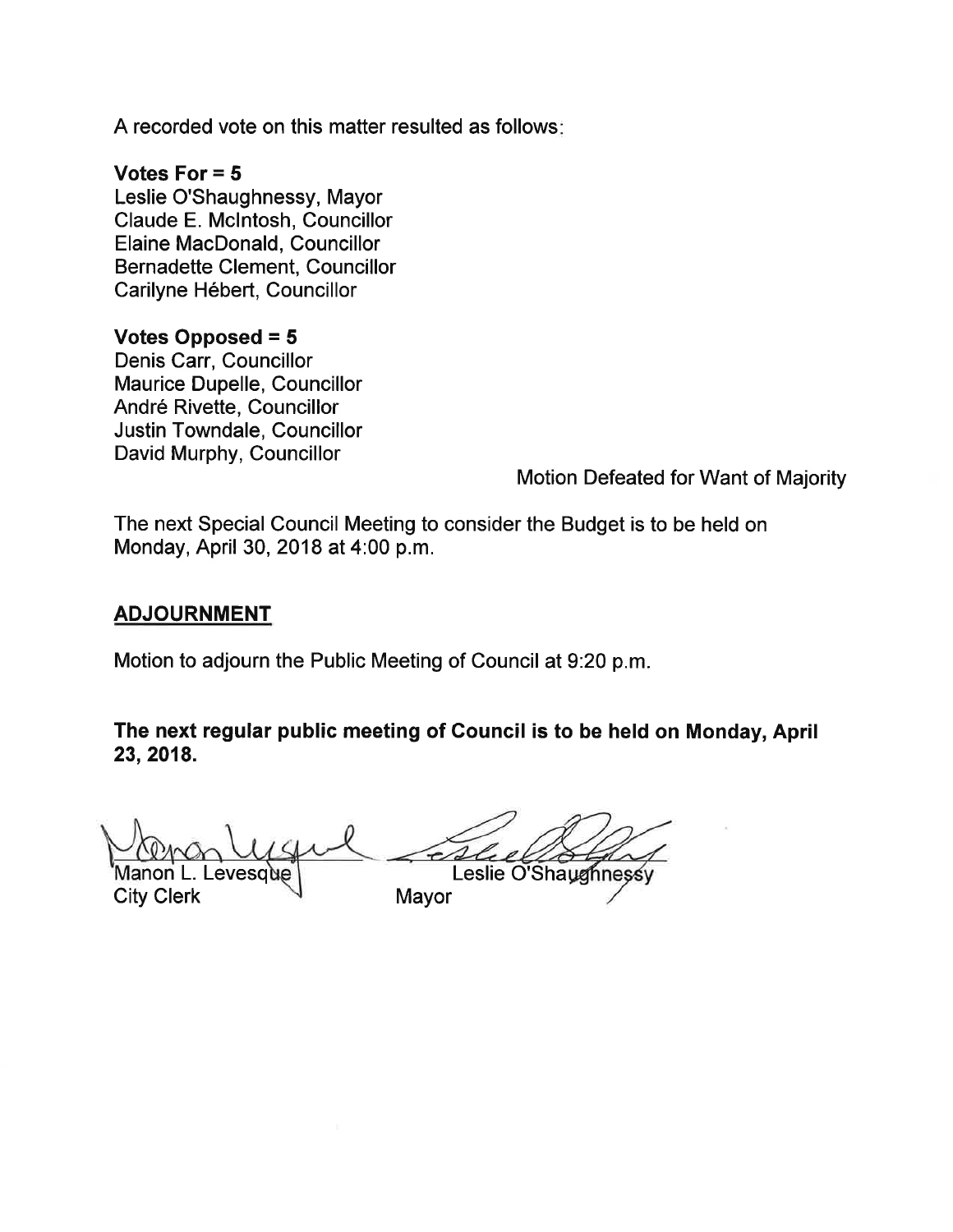A recorded vote on this matter resulted as follows:

**Votes For = 5**
Leslie O'Shaughnessy, Mayor
Claude E. McIntosh, Councillor
Elaine MacDonald, Councillor
Bernadette Clement, Councillor
Carilyne Hébert, Councillor

**Votes Opposed = 5**
Denis Carr, Councillor
Maurice Dupelle, Councillor
André Rivette, Councillor
Justin Towndale, Councillor
David Murphy, Councillor

Motion Defeated for Want of Majority

The next Special Council Meeting to consider the Budget is to be held on Monday, April 30, 2018 at 4:00 p.m.

## ADJOURNMENT

Motion to adjourn the Public Meeting of Council at 9:20 p.m.

**The next regular public meeting of Council is to be held on Monday, April 23, 2018.**

Manon L. Levesque
City Clerk

Leslie O'Shaughnessy
Mayor